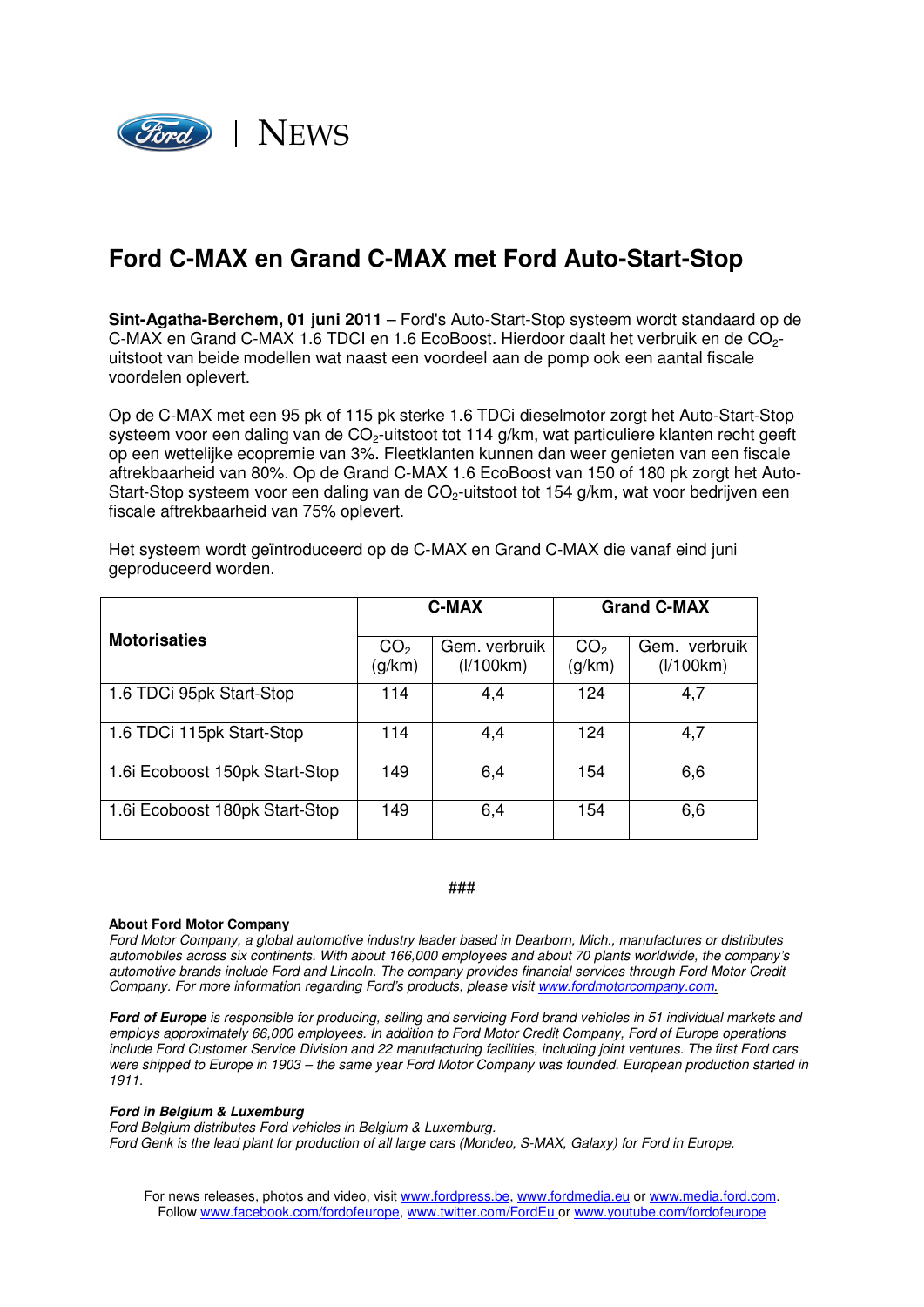NEWS

# Ford C-MAX en Grand C-MAX met Ford Auto-Start-Stop

**Sint-Agatha-Berchem, 01 juni 2011** – Ford's Auto-Start-Stop systeem wordt standaard op de C-MAX en Grand C-MAX 1.6 TDCI en 1.6 EcoBoost. Hierdoor daalt het verbruik en de $CO_2$-uitstoot van beide modellen wat naast een voordeel aan de pomp ook een aantal fiscale voordelen oplevert.

Op de C-MAX met een 95 pk of 115 pk sterke 1.6 TDCi dieselmotor zorgt het Auto-Start-Stop systeem voor een daling van de $CO_2$-uitstoot tot 114 g/km, wat particuliere klanten recht geeft op een wettelijke ecopremie van 3%. Fleetklanten kunnen dan weer genieten van een fiscale aftrekbaarheid van 80%. Op de Grand C-MAX 1.6 EcoBoost van 150 of 180 pk zorgt het Auto-Start-Stop systeem voor een daling van de $CO_2$-uitstoot tot 154 g/km, wat voor bedrijven een fiscale aftrekbaarheid van 75% oplevert.

Het systeem wordt geïntroduceerd op de C-MAX en Grand C-MAX die vanaf eind juni geproduceerd worden.

| Motorisaties | C-MAX | | Grand C-MAX | |
|---|---|---|---|---|
| | $CO_2$ (g/km) | Gem. verbruik (l/100km) | $CO_2$ (g/km) | Gem. verbruik (l/100km) |
| 1.6 TDCi 95pk Start-Stop | 114 | 4,4 | 124 | 4,7 |
| 1.6 TDCi 115pk Start-Stop | 114 | 4,4 | 124 | 4,7 |
| 1.6i Ecoboost 150pk Start-Stop | 149 | 6,4 | 154 | 6,6 |
| 1.6i Ecoboost 180pk Start-Stop | 149 | 6,4 | 154 | 6,6 |

###

**About Ford Motor Company**
*Ford Motor Company, a global automotive industry leader based in Dearborn, Mich., manufactures or distributes automobiles across six continents. With about 166,000 employees and about 70 plants worldwide, the company's automotive brands include Ford and Lincoln. The company provides financial services through Ford Motor Credit Company. For more information regarding Ford's products, please visit www.fordmotorcompany.com.*

***Ford of Europe** is responsible for producing, selling and servicing Ford brand vehicles in 51 individual markets and employs approximately 66,000 employees. In addition to Ford Motor Credit Company, Ford of Europe operations include Ford Customer Service Division and 22 manufacturing facilities, including joint ventures. The first Ford cars were shipped to Europe in 1903 – the same year Ford Motor Company was founded. European production started in 1911.*

***Ford in Belgium & Luxemburg***
*Ford Belgium distributes Ford vehicles in Belgium & Luxemburg.*
*Ford Genk is the lead plant for production of all large cars (Mondeo, S-MAX, Galaxy) for Ford in Europe.*

For news releases, photos and video, visit www.fordpress.be, www.fordmedia.eu or www.media.ford.com.
Follow www.facebook.com/fordofeurope, www.twitter.com/FordEu or www.youtube.com/fordofeurope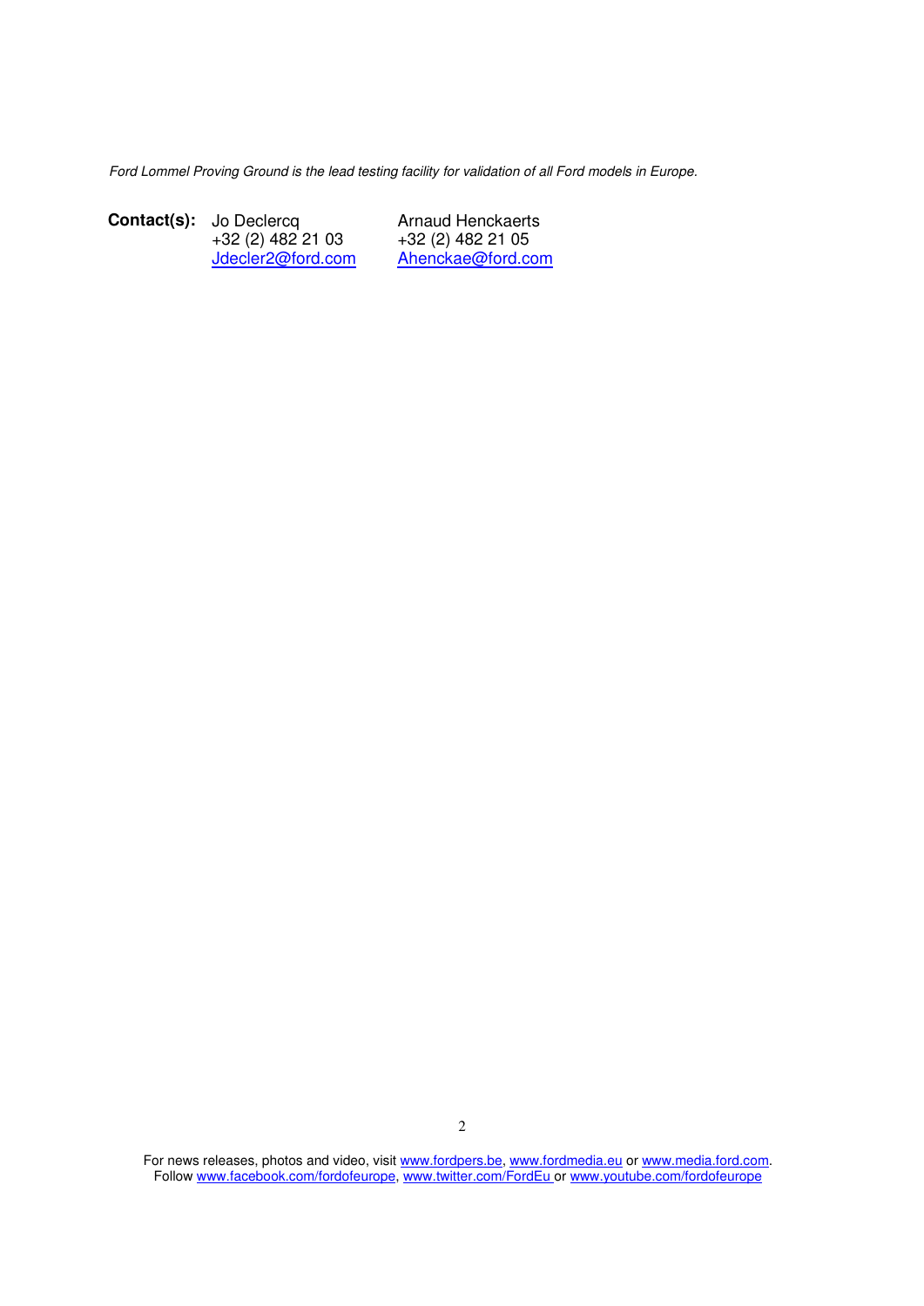*Ford Lommel Proving Ground is the lead testing facility for validation of all Ford models in Europe.*

| | | |
|---|---|---|
| **Contact(s):** | Jo Declercq | Arnaud Henckaerts |
| | +32 (2) 482 21 03 | +32 (2) 482 21 05 |
| | Jdecler2@ford.com | Ahenckae@ford.com |

For news releases, photos and video, visit www.fordpers.be, www.fordmedia.eu or www.media.ford.com.
Follow www.facebook.com/fordofeurope, www.twitter.com/FordEu or www.youtube.com/fordofeurope